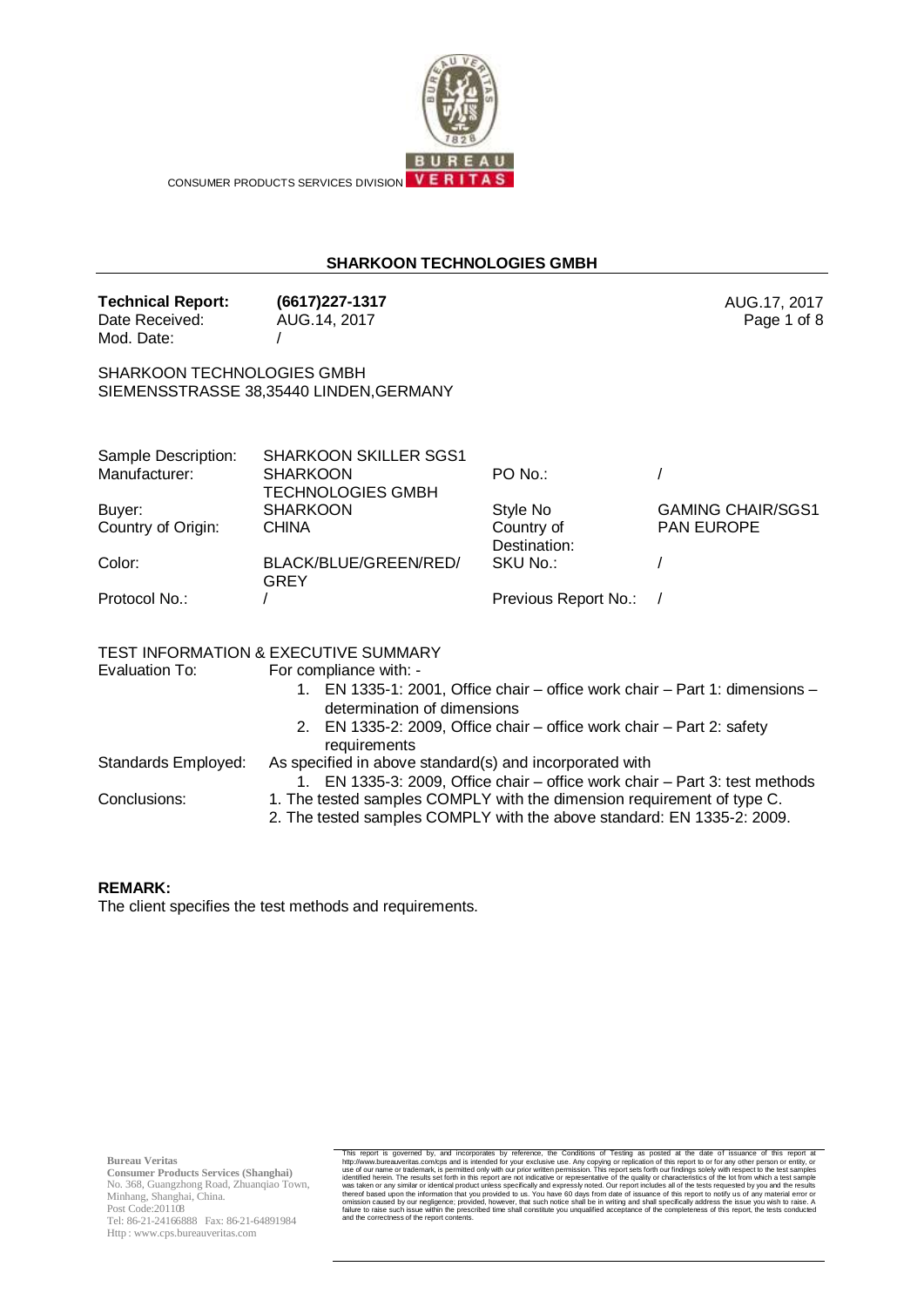CONSUMER PRODUCTS SERVICES DIVISION

## SHARKOON TECHNOLOGIES GMBH

**Technical Report:** **(6617)227-1317** AUG.17, 2017
Date Received: AUG.14, 2017
Mod. Date: /

SHARKOON TECHNOLOGIES GMBH
SIEMENSSTRASSE 38,35440 LINDEN,GERMANY

| | | | |
|---|---|---|---|
| Sample Description: | SHARKOON SKILLER SGS1 | | |
| Manufacturer: | SHARKOON TECHNOLOGIES GMBH | PO No.: | / |
| Buyer: | SHARKOON | Style No | GAMING CHAIR/SGS1 |
| Country of Origin: | CHINA | Country of Destination: | PAN EUROPE |
| Color: | BLACK/BLUE/GREEN/RED/GREY | SKU No.: | / |
| Protocol No.: | / | Previous Report No.: | / |

TEST INFORMATION & EXECUTIVE SUMMARY

Evaluation To: For compliance with: -

1. EN 1335-1: 2001, Office chair – office work chair – Part 1: dimensions – determination of dimensions
2. EN 1335-2: 2009, Office chair – office work chair – Part 2: safety requirements

Standards Employed: As specified in above standard(s) and incorporated with

1. EN 1335-3: 2009, Office chair – office work chair – Part 3: test methods

Conclusions:

1. The tested samples COMPLY with the dimension requirement of type C.
2. The tested samples COMPLY with the above standard: EN 1335-2: 2009.

**REMARK:**
The client specifies the test methods and requirements.

**Bureau Veritas**
**Consumer Products Services (Shanghai)**
No. 368, Guangzhong Road, Zhuanqiao Town,
Minhang, Shanghai, China.
Post Code:201108
Tel: 86-21-24166888 Fax: 86-21-64891984
Http : www.cps.bureauveritas.com

This report is governed by, and incorporates by reference, the Conditions of Testing as posted at the date of issuance of this report at http://www.bureauveritas.com/cps and is intended for your exclusive use. Any copying or replication of this report to or for any other person or entity, or use of our name or trademark, is permitted only with our prior written permission. This report sets forth our findings solely with respect to the test samples identified herein. The results set forth in this report are not indicative or representative of the quality or characteristics of the lot from which a test sample was taken or any similar or identical product unless specifically and expressly noted. Our report includes all of the tests requested by you and the results thereof based upon the information that you provided to us. You have 60 days from date of issuance of this report to notify us of any material error or omission caused by our negligence; provided, however, that such notice shall be in writing and shall specifically address the issue you wish to raise. A failure to raise such issue within the prescribed time shall constitute you unqualified acceptance of the completeness of this report, the tests conducted and the correctness of the report contents.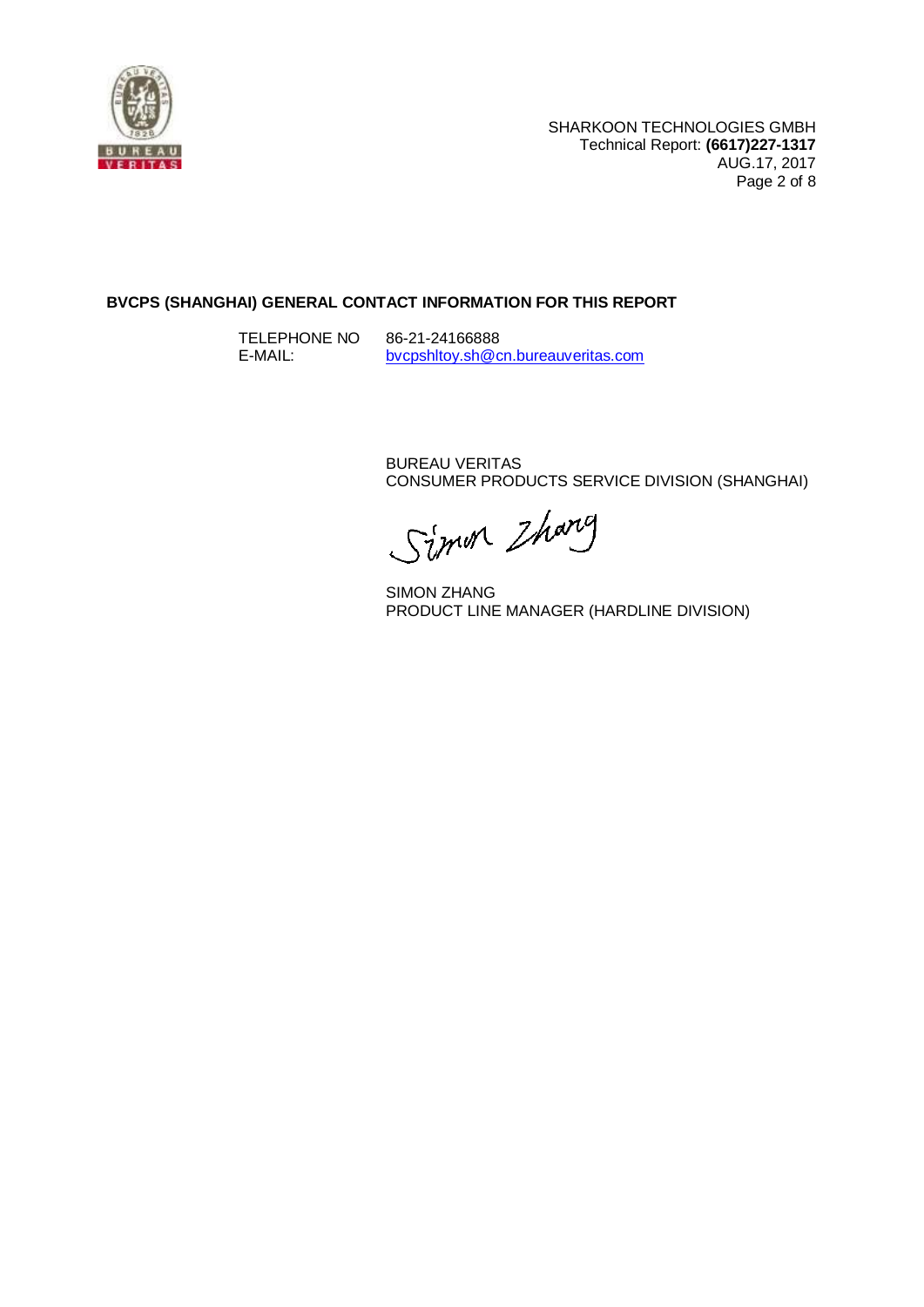**BVCPS (SHANGHAI) GENERAL CONTACT INFORMATION FOR THIS REPORT**

TELEPHONE NO 86-21-24166888
E-MAIL: bvcpshltoy.sh@cn.bureauveritas.com

BUREAU VERITAS
CONSUMER PRODUCTS SERVICE DIVISION (SHANGHAI)

Simon Zhang

SIMON ZHANG
PRODUCT LINE MANAGER (HARDLINE DIVISION)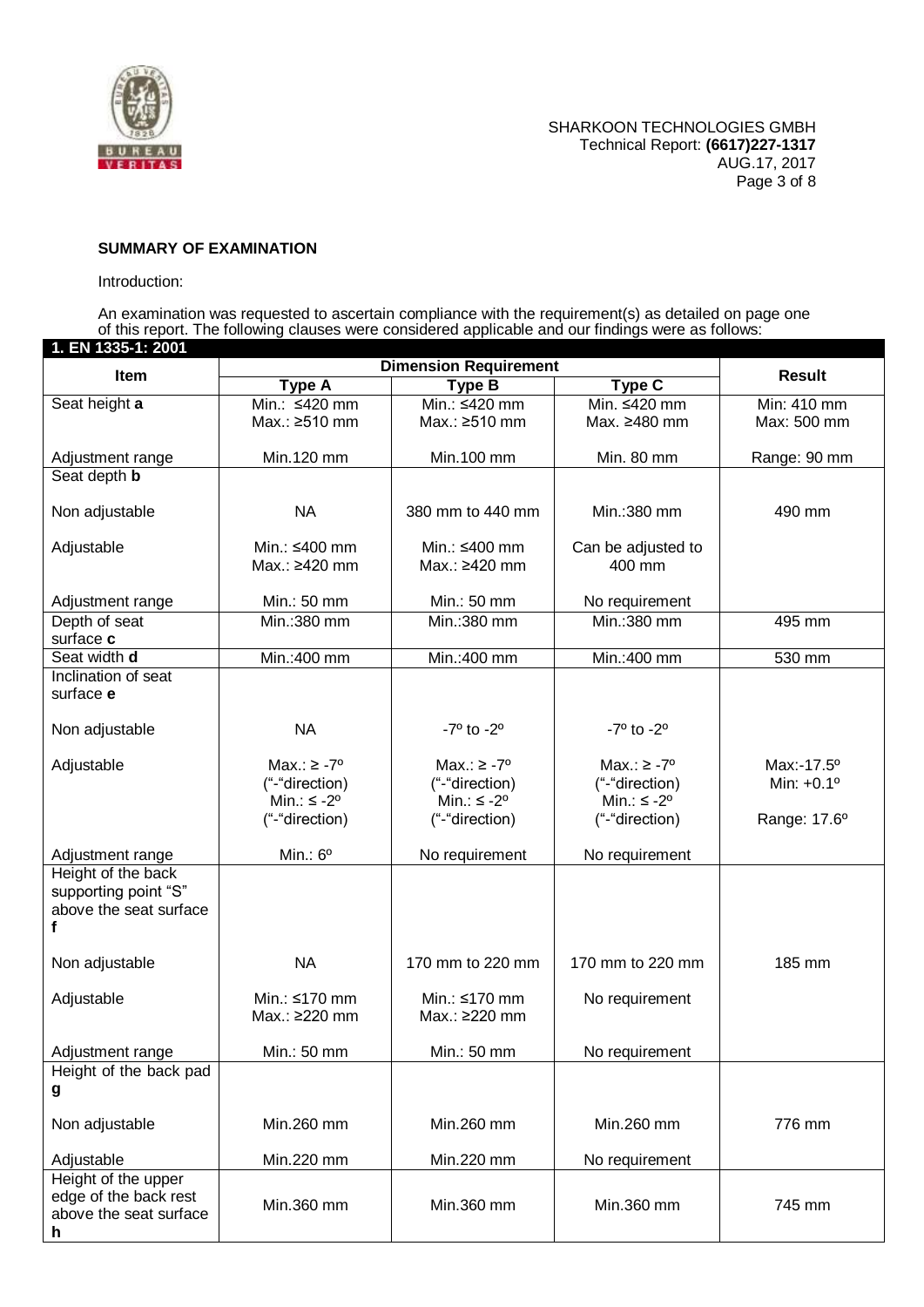**SUMMARY OF EXAMINATION**

Introduction:

An examination was requested to ascertain compliance with the requirement(s) as detailed on page one of this report. The following clauses were considered applicable and our findings were as follows:

**1. EN 1335-1: 2001**

| Item | Dimension Requirement | | | Result |
|---|---|---|---|---|
| | Type A | Type B | Type C | |
| Seat height **a** | Min.: ≤420 mm<br>Max.: ≥510 mm | Min.: ≤420 mm<br>Max.: ≥510 mm | Min. ≤420 mm<br>Max. ≥480 mm | Min: 410 mm<br>Max: 500 mm |
| Adjustment range | Min.120 mm | Min.100 mm | Min. 80 mm | Range: 90 mm |
| Seat depth **b** | | | | |
| Non adjustable | NA | 380 mm to 440 mm | Min.:380 mm | 490 mm |
| Adjustable | Min.: ≤400 mm<br>Max.: ≥420 mm | Min.: ≤400 mm<br>Max.: ≥420 mm | Can be adjusted to 400 mm | |
| Adjustment range | Min.: 50 mm | Min.: 50 mm | No requirement | |
| Depth of seat surface **c** | Min.:380 mm | Min.:380 mm | Min.:380 mm | 495 mm |
| Seat width **d** | Min.:400 mm | Min.:400 mm | Min.:400 mm | 530 mm |
| Inclination of seat surface **e** | | | | |
| Non adjustable | NA | -7º to -2º | -7º to -2º | |
| Adjustable | Max.: ≥ -7º<br>("-"direction)<br>Min.: ≤ -2º<br>("-"direction) | Max.: ≥ -7º<br>("-"direction)<br>Min.: ≤ -2º<br>("-"direction) | Max.: ≥ -7º<br>("-"direction)<br>Min.: ≤ -2º<br>("-"direction) | Max:-17.5º<br>Min: +0.1º<br>Range: 17.6º |
| Adjustment range | Min.: 6º | No requirement | No requirement | |
| Height of the back supporting point "S" above the seat surface **f** | | | | |
| Non adjustable | NA | 170 mm to 220 mm | 170 mm to 220 mm | 185 mm |
| Adjustable | Min.: ≤170 mm<br>Max.: ≥220 mm | Min.: ≤170 mm<br>Max.: ≥220 mm | No requirement | |
| Adjustment range | Min.: 50 mm | Min.: 50 mm | No requirement | |
| Height of the back pad **g** | | | | |
| Non adjustable | Min.260 mm | Min.260 mm | Min.260 mm | 776 mm |
| Adjustable | Min.220 mm | Min.220 mm | No requirement | |
| Height of the upper edge of the back rest above the seat surface **h** | Min.360 mm | Min.360 mm | Min.360 mm | 745 mm |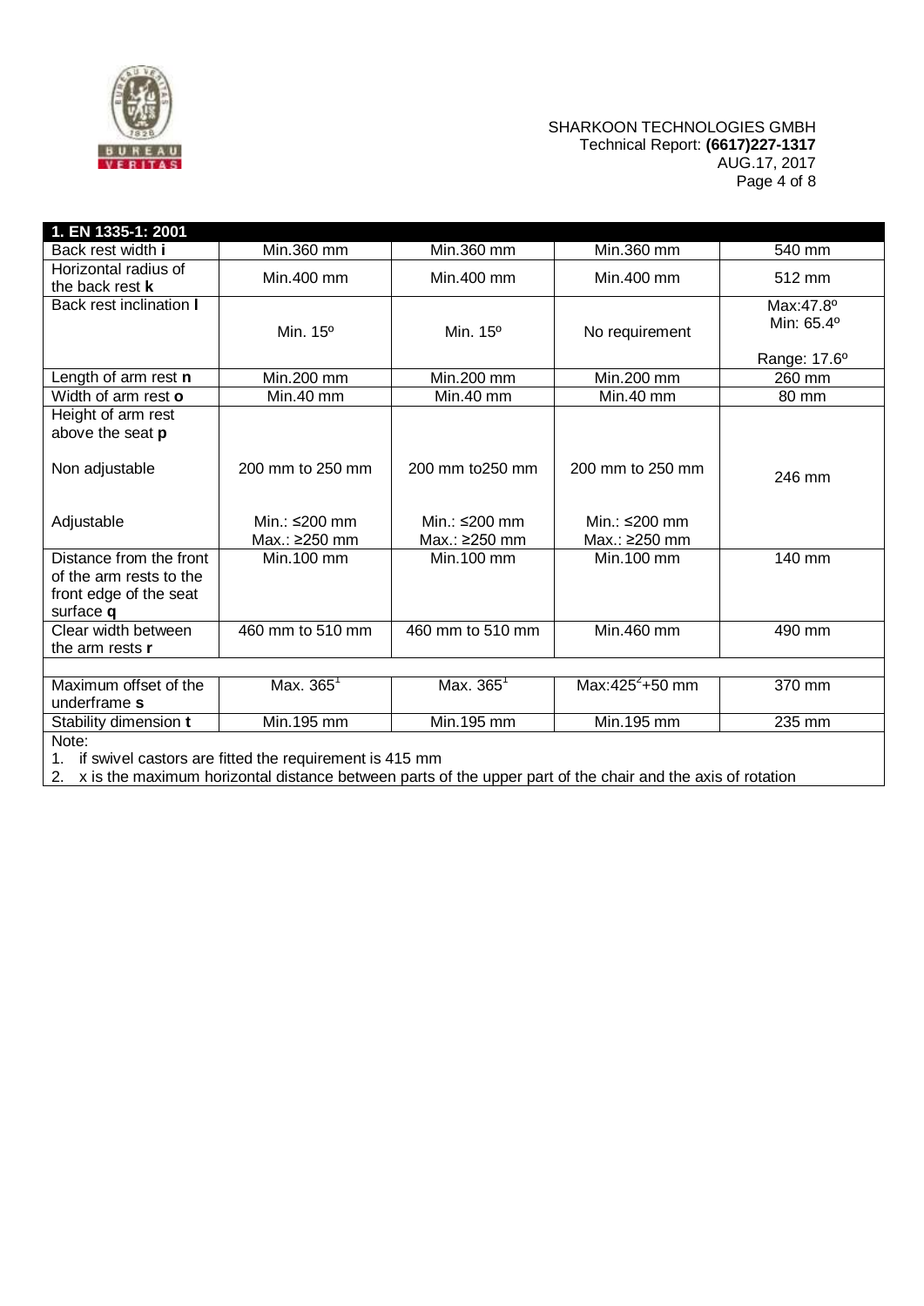| 1. EN 1335-1: 2001 | | | | |
|---|---|---|---|---|
| Back rest width **i** | Min.360 mm | Min.360 mm | Min.360 mm | 540 mm |
| Horizontal radius of the back rest **k** | Min.400 mm | Min.400 mm | Min.400 mm | 512 mm |
| Back rest inclination **l** | Min. 15º | Min. 15º | No requirement | Max:47.8º<br>Min: 65.4º<br><br>Range: 17.6º |
| Length of arm rest **n** | Min.200 mm | Min.200 mm | Min.200 mm | 260 mm |
| Width of arm rest **o** | Min.40 mm | Min.40 mm | Min.40 mm | 80 mm |
| Height of arm rest above the seat **p**<br><br>Non adjustable<br><br>Adjustable | <br><br>200 mm to 250 mm<br><br>Min.: ≤200 mm<br>Max.: ≥250 mm | <br><br>200 mm to250 mm<br><br>Min.: ≤200 mm<br>Max.: ≥250 mm | <br><br>200 mm to 250 mm<br><br>Min.: ≤200 mm<br>Max.: ≥250 mm | 246 mm |
| Distance from the front of the arm rests to the front edge of the seat surface **q** | Min.100 mm | Min.100 mm | Min.100 mm | 140 mm |
| Clear width between the arm rests **r** | 460 mm to 510 mm | 460 mm to 510 mm | Min.460 mm | 490 mm |
| | | | | |
| Maximum offset of the underframe **s** | Max. 365[1] | Max. 365[1] | Max:425[2]+50 mm | 370 mm |
| Stability dimension **t** | Min.195 mm | Min.195 mm | Min.195 mm | 235 mm |

Note:

1. if swivel castors are fitted the requirement is 415 mm
2. x is the maximum horizontal distance between parts of the upper part of the chair and the axis of rotation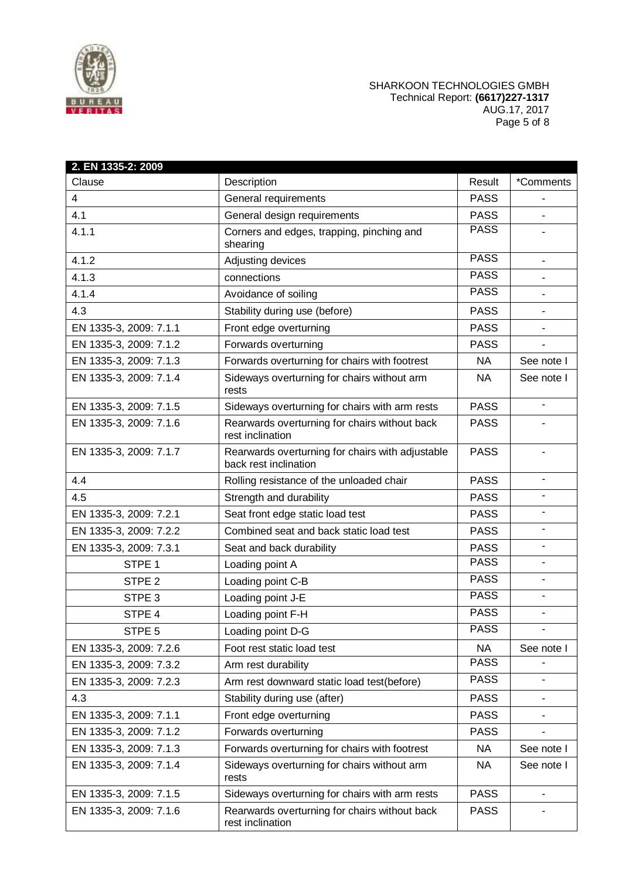| 2. EN 1335-2: 2009 | | | |
|---|---|---|---|
| Clause | Description | Result | *Comments |
| 4 | General requirements | PASS | - |
| 4.1 | General design requirements | PASS | - |
| 4.1.1 | Corners and edges, trapping, pinching and shearing | PASS | - |
| 4.1.2 | Adjusting devices | PASS | - |
| 4.1.3 | connections | PASS | - |
| 4.1.4 | Avoidance of soiling | PASS | - |
| 4.3 | Stability during use (before) | PASS | - |
| EN 1335-3, 2009: 7.1.1 | Front edge overturning | PASS | - |
| EN 1335-3, 2009: 7.1.2 | Forwards overturning | PASS | - |
| EN 1335-3, 2009: 7.1.3 | Forwards overturning for chairs with footrest | NA | See note I |
| EN 1335-3, 2009: 7.1.4 | Sideways overturning for chairs without arm rests | NA | See note I |
| EN 1335-3, 2009: 7.1.5 | Sideways overturning for chairs with arm rests | PASS | - |
| EN 1335-3, 2009: 7.1.6 | Rearwards overturning for chairs without back rest inclination | PASS | - |
| EN 1335-3, 2009: 7.1.7 | Rearwards overturning for chairs with adjustable back rest inclination | PASS | - |
| 4.4 | Rolling resistance of the unloaded chair | PASS | - |
| 4.5 | Strength and durability | PASS | - |
| EN 1335-3, 2009: 7.2.1 | Seat front edge static load test | PASS | - |
| EN 1335-3, 2009: 7.2.2 | Combined seat and back static load test | PASS | - |
| EN 1335-3, 2009: 7.3.1 | Seat and back durability | PASS | - |
| STPE 1 | Loading point A | PASS | - |
| STPE 2 | Loading point C-B | PASS | - |
| STPE 3 | Loading point J-E | PASS | - |
| STPE 4 | Loading point F-H | PASS | - |
| STPE 5 | Loading point D-G | PASS | - |
| EN 1335-3, 2009: 7.2.6 | Foot rest static load test | NA | See note I |
| EN 1335-3, 2009: 7.3.2 | Arm rest durability | PASS | - |
| EN 1335-3, 2009: 7.2.3 | Arm rest downward static load test(before) | PASS | - |
| 4.3 | Stability during use (after) | PASS | - |
| EN 1335-3, 2009: 7.1.1 | Front edge overturning | PASS | - |
| EN 1335-3, 2009: 7.1.2 | Forwards overturning | PASS | - |
| EN 1335-3, 2009: 7.1.3 | Forwards overturning for chairs with footrest | NA | See note I |
| EN 1335-3, 2009: 7.1.4 | Sideways overturning for chairs without arm rests | NA | See note I |
| EN 1335-3, 2009: 7.1.5 | Sideways overturning for chairs with arm rests | PASS | - |
| EN 1335-3, 2009: 7.1.6 | Rearwards overturning for chairs without back rest inclination | PASS | - |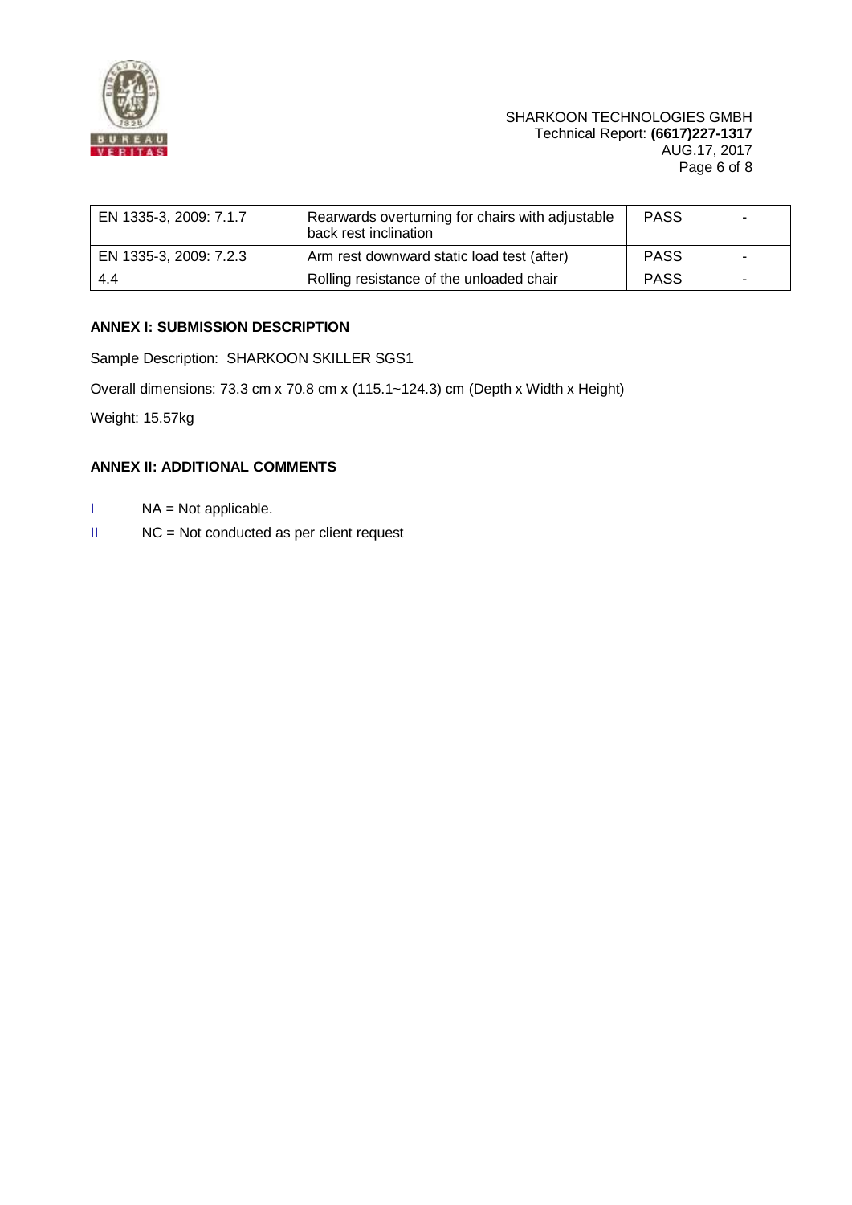| | | | |
|---|---|---|---|
| EN 1335-3, 2009: 7.1.7 | Rearwards overturning for chairs with adjustable back rest inclination | PASS | - |
| EN 1335-3, 2009: 7.2.3 | Arm rest downward static load test (after) | PASS | - |
| 4.4 | Rolling resistance of the unloaded chair | PASS | - |

**ANNEX I: SUBMISSION DESCRIPTION**

Sample Description: SHARKOON SKILLER SGS1

Overall dimensions: 73.3 cm x 70.8 cm x (115.1~124.3) cm (Depth x Width x Height)

Weight: 15.57kg

**ANNEX II: ADDITIONAL COMMENTS**

I NA = Not applicable.

II NC = Not conducted as per client request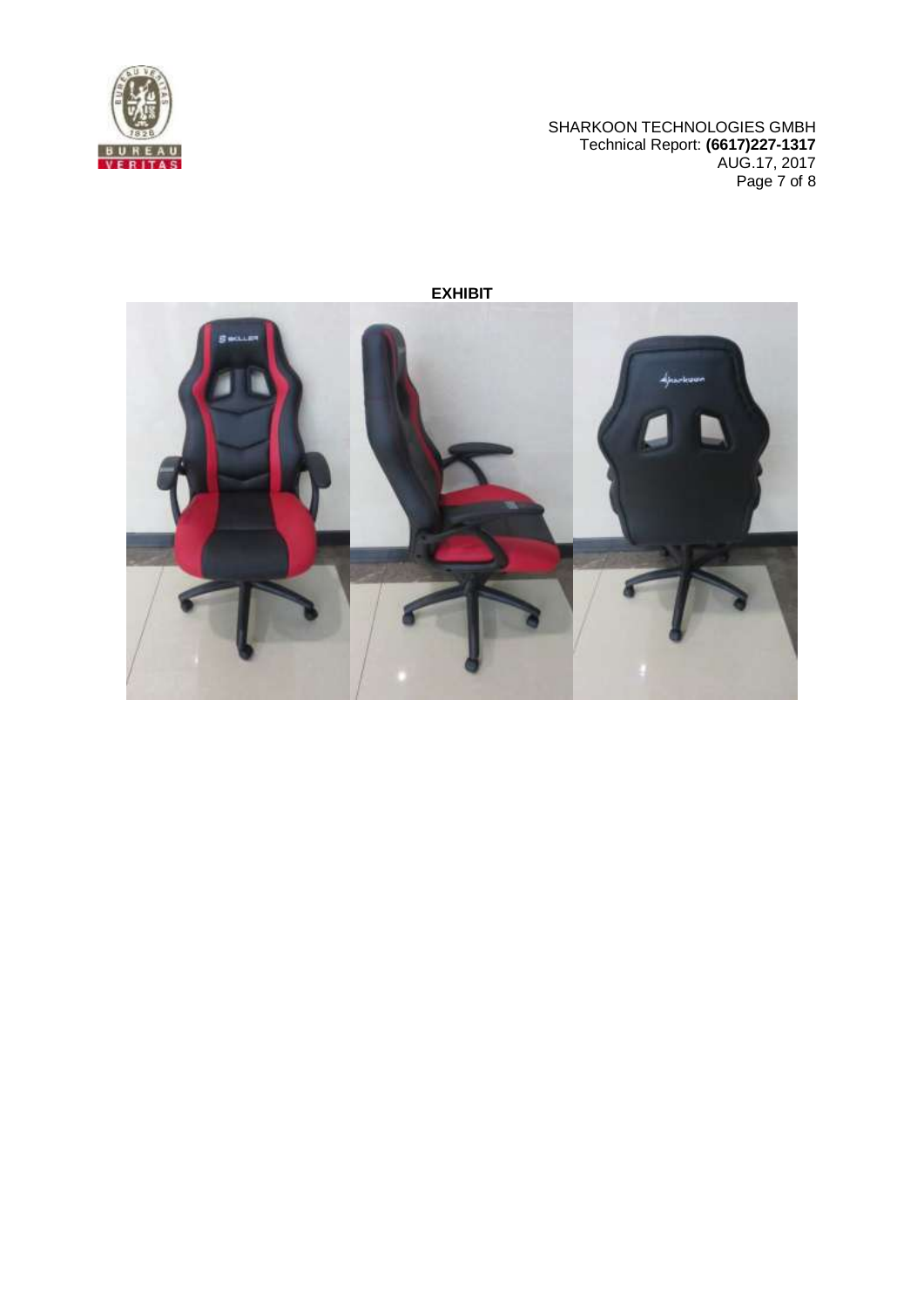**EXHIBIT**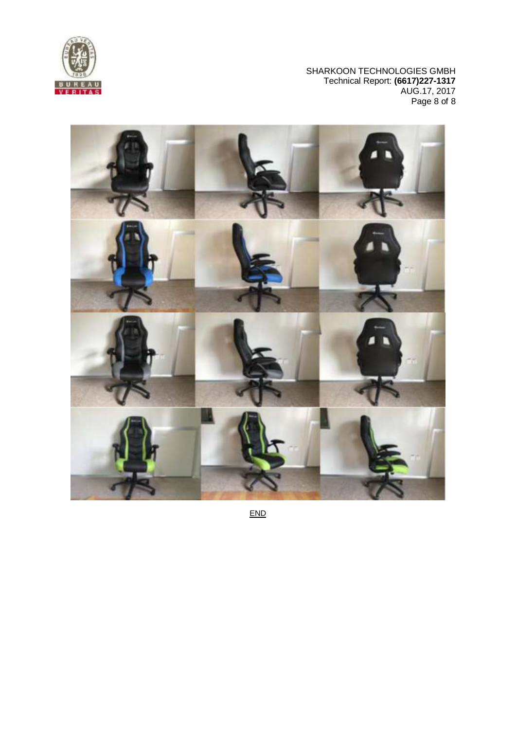END